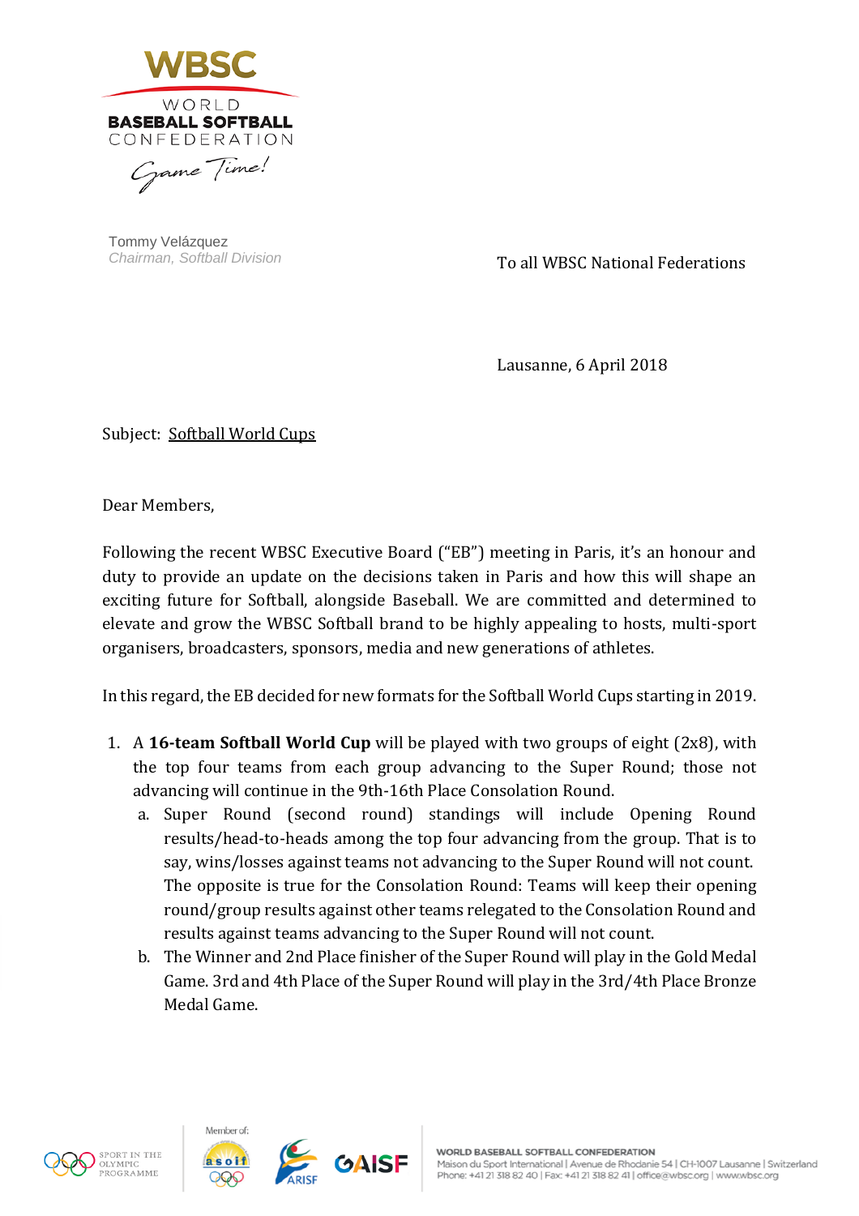WBSC

WORLD
BASEBALL SOFTBALL
CONFEDERATION

*Game Time!*

Tommy Velázquez
*Chairman, Softball Division*

To all WBSC National Federations

Lausanne, 6 April 2018

Subject: Softball World Cups

Dear Members,

Following the recent WBSC Executive Board ("EB") meeting in Paris, it's an honour and duty to provide an update on the decisions taken in Paris and how this will shape an exciting future for Softball, alongside Baseball. We are committed and determined to elevate and grow the WBSC Softball brand to be highly appealing to hosts, multi-sport organisers, broadcasters, sponsors, media and new generations of athletes.

In this regard, the EB decided for new formats for the Softball World Cups starting in 2019.

1. A **16-team Softball World Cup** will be played with two groups of eight (2x8), with the top four teams from each group advancing to the Super Round; those not advancing will continue in the 9th-16th Place Consolation Round.
   a. Super Round (second round) standings will include Opening Round results/head-to-heads among the top four advancing from the group. That is to say, wins/losses against teams not advancing to the Super Round will not count. The opposite is true for the Consolation Round: Teams will keep their opening round/group results against other teams relegated to the Consolation Round and results against teams advancing to the Super Round will not count.
   b. The Winner and 2nd Place finisher of the Super Round will play in the Gold Medal Game. 3rd and 4th Place of the Super Round will play in the 3rd/4th Place Bronze Medal Game.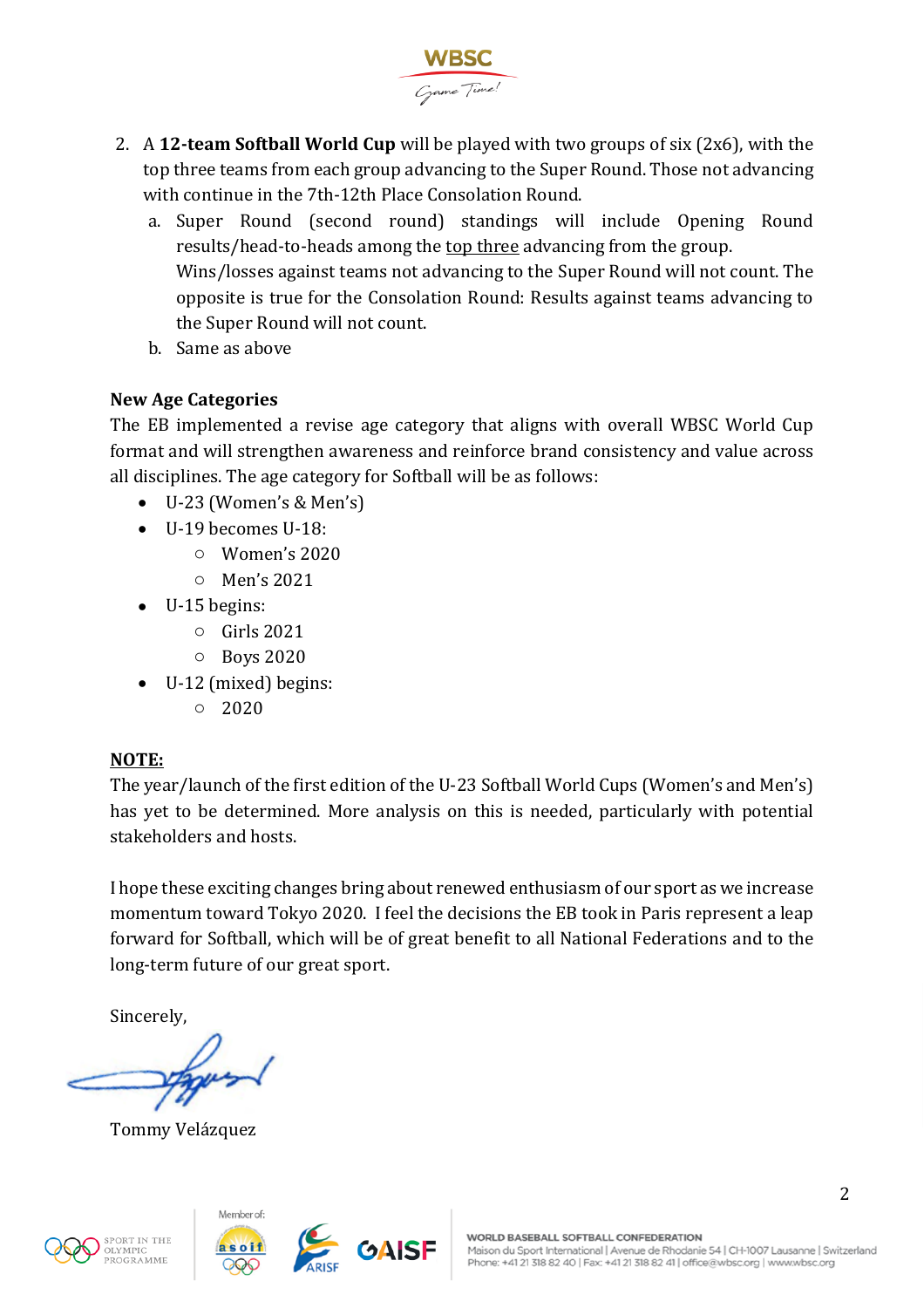2. A **12-team Softball World Cup** will be played with two groups of six (2x6), with the top three teams from each group advancing to the Super Round. Those not advancing with continue in the 7th-12th Place Consolation Round.
   a. Super Round (second round) standings will include Opening Round results/head-to-heads among the top three advancing from the group. Wins/losses against teams not advancing to the Super Round will not count. The opposite is true for the Consolation Round: Results against teams advancing to the Super Round will not count.
   b. Same as above

**New Age Categories**

The EB implemented a revise age category that aligns with overall WBSC World Cup format and will strengthen awareness and reinforce brand consistency and value across all disciplines. The age category for Softball will be as follows:

- U-23 (Women's & Men's)
- U-19 becomes U-18:
  - Women's 2020
  - Men's 2021
- U-15 begins:
  - Girls 2021
  - Boys 2020
- U-12 (mixed) begins:
  - 2020

**NOTE:**

The year/launch of the first edition of the U-23 Softball World Cups (Women's and Men's) has yet to be determined. More analysis on this is needed, particularly with potential stakeholders and hosts.

I hope these exciting changes bring about renewed enthusiasm of our sport as we increase momentum toward Tokyo 2020. I feel the decisions the EB took in Paris represent a leap forward for Softball, which will be of great benefit to all National Federations and to the long-term future of our great sport.

Sincerely,

Tommy Velázquez

WORLD BASEBALL SOFTBALL CONFEDERATION
Maison du Sport International | Avenue de Rhodanie 54 | CH-1007 Lausanne | Switzerland
Phone: +41 21 318 82 40 | Fax: +41 21 318 82 41 | office@wbsc.org | www.wbsc.org